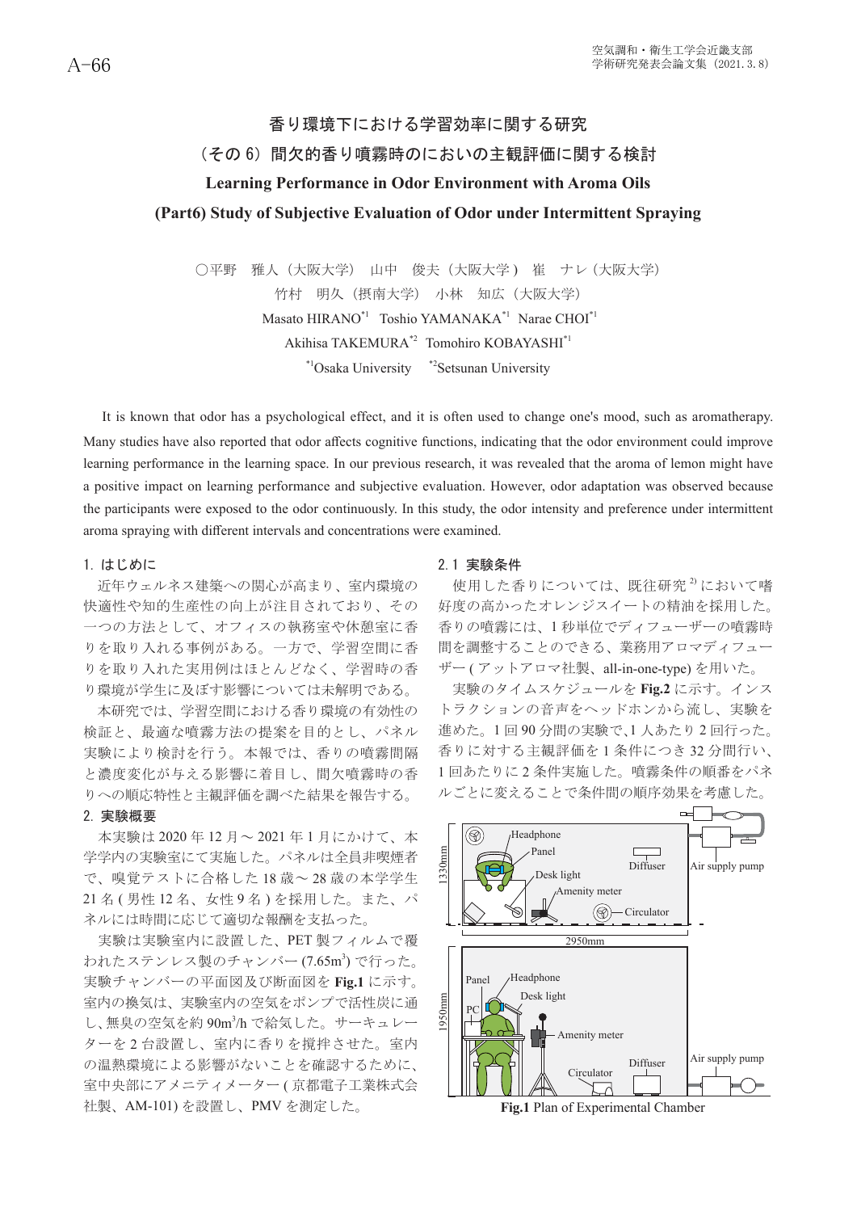# 香り環境下における学習効率に関する研究

## （その 6）間欠的香り噴霧時のにおいの主観評価に関する検討

## Learning Performance in Odor Environment with Aroma Oils

## (Part6) Study of Subjective Evaluation of Odor under Intermittent Spraying

○平野　雅人（大阪大学）　山中　俊夫（大阪大学）　崔　ナレ（大阪大学）
竹村　明久（摂南大学）　小林　知広（大阪大学）
Masato HIRANO[*1]　Toshio YAMANAKA[*1]　Narae CHOI[*1]
Akihisa TAKEMURA[*2]　Tomohiro KOBAYASHI[*1]
[*1]Osaka University　[*2]Setsunan University

It is known that odor has a psychological effect, and it is often used to change one's mood, such as aromatherapy. Many studies have also reported that odor affects cognitive functions, indicating that the odor environment could improve learning performance in the learning space. In our previous research, it was revealed that the aroma of lemon might have a positive impact on learning performance and subjective evaluation. However, odor adaptation was observed because the participants were exposed to the odor continuously. In this study, the odor intensity and preference under intermittent aroma spraying with different intervals and concentrations were examined.

### 1. はじめに

近年ウェルネス建築への関心が高まり、室内環境の快適性や知的生産性の向上が注目されており、その一つの方法として、オフィスの執務室や休憩室に香りを取り入れる事例がある。一方で、学習空間に香りを取り入れた実用例はほとんどなく、学習時の香り環境が学生に及ぼす影響については未解明である。

本研究では、学習空間における香り環境の有効性の検証と、最適な噴霧方法の提案を目的とし、パネル実験により検討を行う。本報では、香りの噴霧間隔と濃度変化が与える影響に着目し、間欠噴霧時の香りへの順応特性と主観評価を調べた結果を報告する。

### 2. 実験概要

本実験は 2020 年 12 月～ 2021 年 1 月にかけて、本学学内の実験室にて実施した。パネルは全員非喫煙者で、嗅覚テストに合格した 18 歳～ 28 歳の本学学生 21 名 ( 男性 12 名、女性 9 名 ) を採用した。また、パネルには時間に応じて適切な報酬を支払った。

実験は実験室内に設置した、PET 製フィルムで覆われたステンレス製のチャンバー ($7.65m^3$) で行った。実験チャンバーの平面図及び断面図を **Fig.1** に示す。室内の換気は、実験室内の空気をポンプで活性炭に通し、無臭の空気を約 $90m^3/h$ で給気した。サーキュレーターを 2 台設置し、室内に香りを撹拌させた。室内の温熱環境による影響がないことを確認するために、室中央部にアメニティメーター ( 京都電子工業株式会社製、AM-101) を設置し、PMV を測定した。

### 2.1 実験条件

使用した香りについては、既往研究 [2] において嗜好度の高かったオレンジスイートの精油を採用した。香りの噴霧には、1 秒単位でディフューザーの噴霧時間を調整することのできる、業務用アロマディフューザー ( アットアロマ社製、all-in-one-type) を用いた。

実験のタイムスケジュールを **Fig.2** に示す。インストラクションの音声をヘッドホンから流し、実験を進めた。1 回 90 分間の実験で,1 人あたり 2 回行った。香りに対する主観評価を 1 条件につき 32 分間行い、1 回あたりに 2 条件実施した。噴霧条件の順番をパネルごとに変えることで条件間の順序効果を考慮した。

Headphone
Panel
Desk light
Diffuser
Air supply pump
Amenity meter
Circulator
1330mm
2950mm
Headphone
Panel
Desk light
PC
Amenity meter
Diffuser
Air supply pump
Circulator
1950mm

**Fig.1** Plan of Experimental Chamber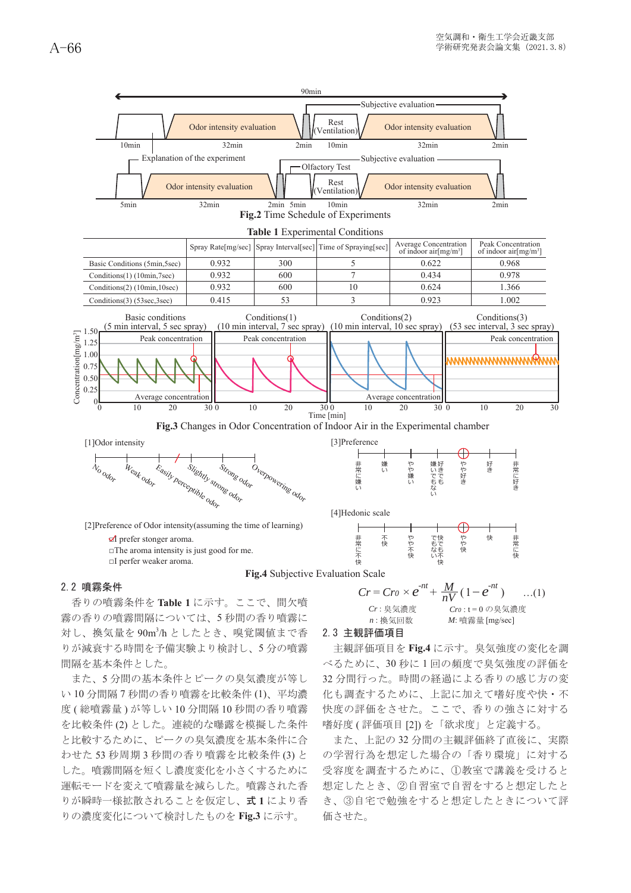90min

Subjective evaluation

Odor intensity evaluation | Rest (Ventilation) | Odor intensity evaluation

10min 32min 2min 10min 32min 2min

Explanation of the experiment

Subjective evaluation

Olfactory Test

Odor intensity evaluation | Rest (Ventilation) | Odor intensity evaluation

5min 32min 2min 5min 10min 32min 2min

**Fig.2** Time Schedule of Experiments

**Table 1** Experimental Conditions

| | Spray Rate[mg/sec] | Spray Interval[sec] | Time of Spraying[sec] | Average Concentration of indoor air[mg/m³] | Peak Concentration of indoor air[mg/m³] |
|---|---|---|---|---|---|
| Basic Conditions (5min,5sec) | 0.932 | 300 | 5 | 0.622 | 0.968 |
| Conditions(1) (10min,7sec) | 0.932 | 600 | 7 | 0.434 | 0.978 |
| Conditions(2) (10min,10sec) | 0.932 | 600 | 10 | 0.624 | 1.366 |
| Conditions(3) (53sec,3sec) | 0.415 | 53 | 3 | 0.923 | 1.002 |

Basic conditions (5 min interval, 5 sec spray)

Conditions(1) (10 min interval, 7 sec spray)

Conditions(2) (10 min interval, 10 sec spray)

Conditions(3) (53 sec interval, 3 sec spray)

Peak concentration

Average concentration

Concentration[mg/m³]

Time [min]

**Fig.3** Changes in Odor Concentration of Indoor Air in the Experimental chamber

[1]Odor intensity

No odor, Weak odor, Easily perceptible odor, Slightly strong odor, Strong odor, Overpowering odor

[2]Preference of Odor intensity(assuming the time of learning)

☑ I prefer stronger aroma.

□The aroma intensity is just good for me.

□I perfer weaker aroma.

[3]Preference

非常に嫌い, 嫌い, やや嫌い, 好きでも嫌いでもない, やや好き, 好き, 非常に好き

[4]Hedonic scale

非常に不快, 不快, やや不快, 快でも不快でもない, やや快, 快, 非常に快

**Fig.4** Subjective Evaluation Scale

## 2.2 噴霧条件

香りの噴霧条件を **Table 1** に示す。ここで、間欠噴霧の香りの噴霧間隔については、5 秒間の香り噴霧に対し、換気量を 90m³/h としたとき、嗅覚閾値まで香りが減衰する時間を予備実験より検討し、5 分の噴霧間隔を基本条件とした。

また、5 分間の基本条件とピークの臭気濃度が等しい 10 分間隔 7 秒間の香り噴霧を比較条件 (1)、平均濃度 ( 総噴霧量 ) が等しい 10 分間隔 10 秒間の香り噴霧を比較条件 (2) とした。連続的な曝露を模擬した条件と比較するために、ピークの臭気濃度を基本条件に合わせた 53 秒周期 3 秒間の香り噴霧を比較条件 (3) とした。噴霧間隔を短くし濃度変化を小さくするために運転モードを変えて噴霧量を減らした。噴霧された香りが瞬時一様拡散されることを仮定し、**式 1** により香りの濃度変化について検討したものを **Fig.3** に示す。

$$Cr = Cr_0 \times e^{-nt} + \frac{M}{nV}(1 - e^{-nt}) \quad \ldots(1)$$

$Cr$ : 臭気濃度　$Cr_0$ : t = 0 の臭気濃度

$n$ : 換気回数　$M$: 噴霧量 [mg/sec]

## 2.3 主観評価項目

主観評価項目を **Fig.4** に示す。臭気強度の変化を調べるために、30 秒に 1 回の頻度で臭気強度の評価を 32 分間行った。時間の経過による香りの感じ方の変化も調査するために、上記に加えて嗜好度や快・不快度の評価をさせた。ここで、香りの強さに対する嗜好度 ( 評価項目 [2]) を「欲求度」と定義する。

また、上記の 32 分間の主観評価終了直後に、実際の学習行為を想定した場合の「香り環境」に対する受容度を調査するために、①教室で講義を受けると想定したとき、②自習室で自習をすると想定したとき、③自宅で勉強をすると想定したときについて評価させた。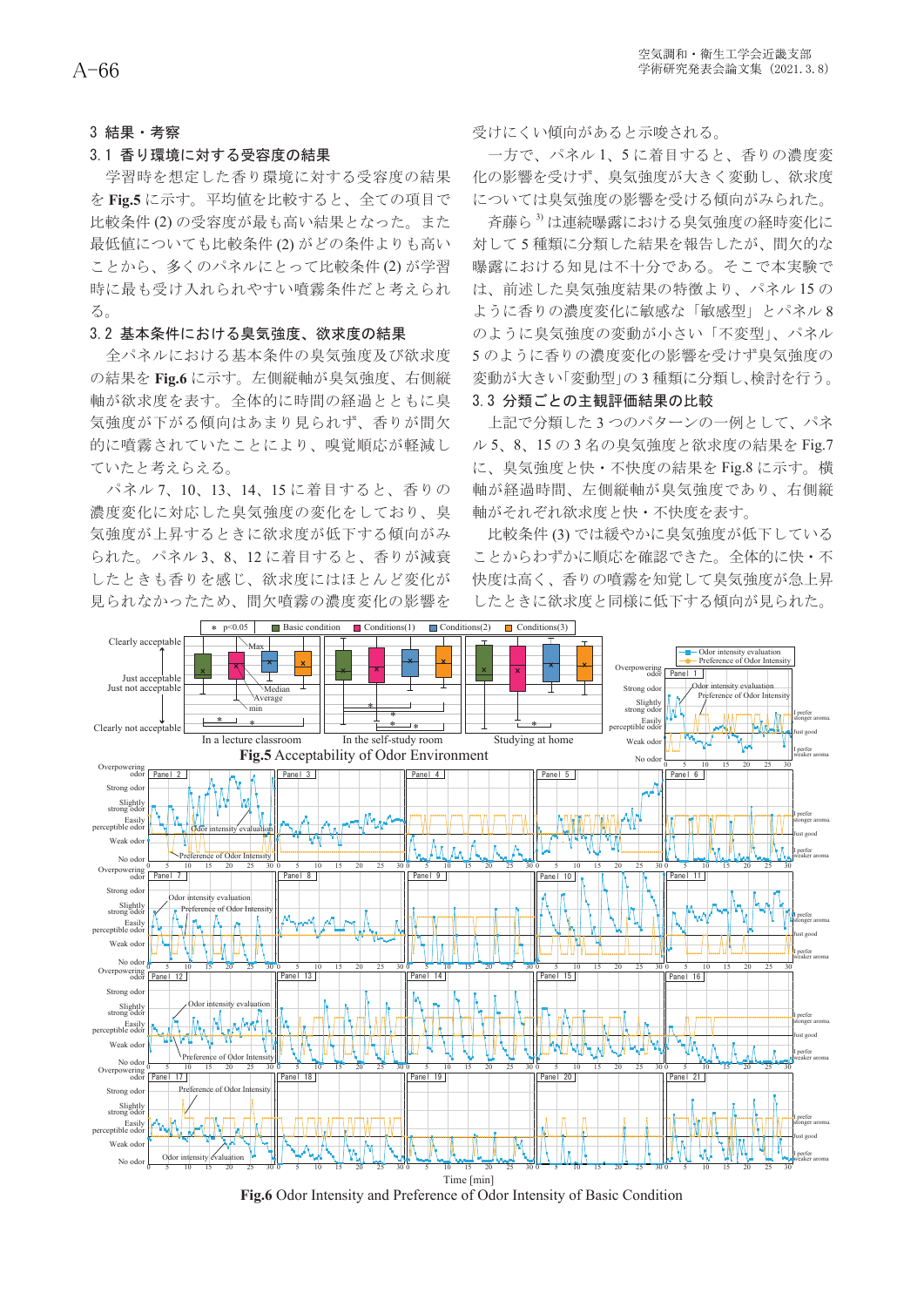## 3 結果・考察

### 3.1 香り環境に対する受容度の結果

学習時を想定した香り環境に対する受容度の結果を **Fig.5** に示す。平均値を比較すると、全ての項目で比較条件 (2) の受容度が最も高い結果となった。また最低値についても比較条件 (2) がどの条件よりも高いことから、多くのパネルにとって比較条件 (2) が学習時に最も受け入れられやすい噴霧条件だと考えられる。

### 3.2 基本条件における臭気強度、欲求度の結果

全パネルにおける基本条件の臭気強度及び欲求度の結果を **Fig.6** に示す。左側縦軸が臭気強度、右側縦軸が欲求度を表す。全体的に時間の経過とともに臭気強度が下がる傾向はあまり見られず、香りが間欠的に噴霧されていたことにより、嗅覚順応が軽減していたと考えられる。

パネル 7、10、13、14、15 に着目すると、香りの濃度変化に対応した臭気強度の変化をしており、臭気強度が上昇するときに欲求度が低下する傾向がみられた。パネル 3、8、12 に着目すると、香りが減衰したときも香りを感じ、欲求度にはほとんど変化が見られなかったため、間欠噴霧の濃度変化の影響を受けにくい傾向があると示唆される。

一方で、パネル 1、5 に着目すると、香りの濃度変化の影響を受けず、臭気強度が大きく変動し、欲求度については臭気強度の影響を受ける傾向がみられた。

斉藤ら[3]は連続曝露における臭気強度の経時変化に対して 5 種類に分類した結果を報告したが、間欠的な曝露における知見は不十分である。そこで本実験では、前述した臭気強度結果の特徴より、パネル 15 のように香りの濃度変化に敏感な「敏感型」とパネル 8 のように臭気強度の変動が小さい「不変型」、パネル 5 のように香りの濃度変化の影響を受けず臭気強度の変動が大きい「変動型」の 3 種類に分類し、検討を行う。

### 3.3 分類ごとの主観評価結果の比較

上記で分類した 3 つのパターンの一例として、パネル 5、8、15 の 3 名の臭気強度と欲求度の結果を Fig.7 に、臭気強度と快・不快度の結果を Fig.8 に示す。横軸が経過時間、左側縦軸が臭気強度であり、右側縦軸がそれぞれ欲求度と快・不快度を表す。

比較条件 (3) では緩やかに臭気強度が低下していることからわずかに順応を確認できた。全体的に快・不快度は高く、香りの噴霧を知覚して臭気強度が急上昇したときに欲求度と同様に低下する傾向が見られた。

＊ p<0.05 ■ Basic condition ■ Conditions(1) ■ Conditions(2) ■ Conditions(3)

Clearly acceptable
Just acceptable
Just not acceptable
Clearly not acceptable

Max
Median
Average
min

In a lecture classroom
In the self-study room
Studying at home

**Fig.5** Acceptability of Odor Environment

Odor intensity evaluation
Preference of Odor Intensity

Overpowering odor
Strong odor
Slightly strong odor
Easily perceptible odor
Weak odor
No odor

I prefer stonger aroma.
Just good
I prefer weaker aroma.

Panel 1 – Panel 21

0 5 10 15 20 25 30

Time [min]

**Fig.6** Odor Intensity and Preference of Odor Intensity of Basic Condition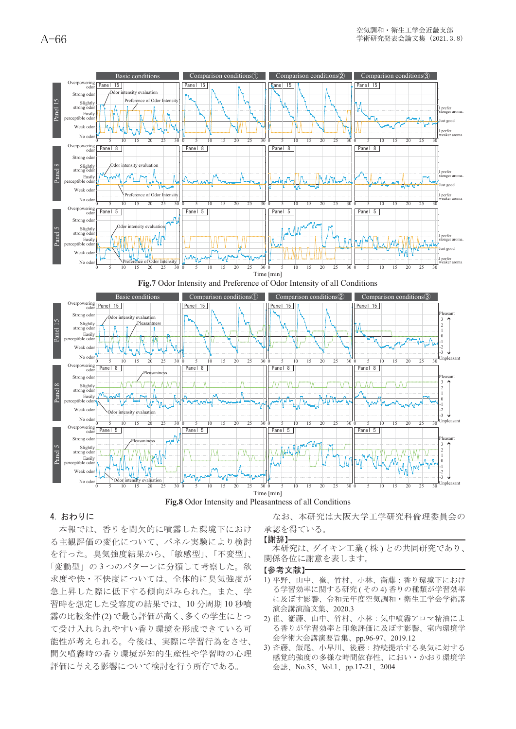Fig.7 Odor Intensity and Preference of Odor Intensity of all Conditions

Fig.8 Odor Intensity and Pleasantness of all Conditions

## 4. おわりに

本報では、香りを間欠的に噴霧した環境下における主観評価の変化について、パネル実験により検討を行った。臭気強度結果から、「敏感型」、「不変型」、「変動型」の 3 つのパターンに分類して考察した。欲求度や快・不快度については、全体的に臭気強度が急上昇した際に低下する傾向がみられた。また、学習時を想定した受容度の結果では、10 分周期 10 秒噴霧の比較条件 (2) で最も評価が高く、多くの学生にとって受け入れられやすい香り環境を形成できている可能性が考えられる。今後は、実際に学習行為をさせ、間欠噴霧時の香り環境が知的生産性や学習時の心理評価に与える影響について検討を行う所存である。

なお、本研究は大阪大学工学研究科倫理委員会の承認を得ている。

**【謝辞】**

本研究は、ダイキン工業 ( 株 ) との共同研究であり、関係各位に謝意を表します。

**【参考文献】**

1) 平野、山中、崔、竹村、小林、銜藤：香り環境下における学習効率に関する研究 ( その 4) 香りの種類が学習効率に及ぼす影響、令和元年度空気調和・衛生工学会学術講演会講演論文集、2020.3
2) 崔、銜藤、山中、竹村、小林：気中噴霧アロマ精油による香りが学習効率と印象評価に及ぼす影響、室内環境学会学術大会講演要旨集、pp.96-97、2019.12
3) 斉藤、飯尾、小早川、後藤：持続提示する臭気に対する感覚的強度の多様な時間依存性、におい・かおり環境学会誌、No.35、Vol.1、pp.17-21、2004